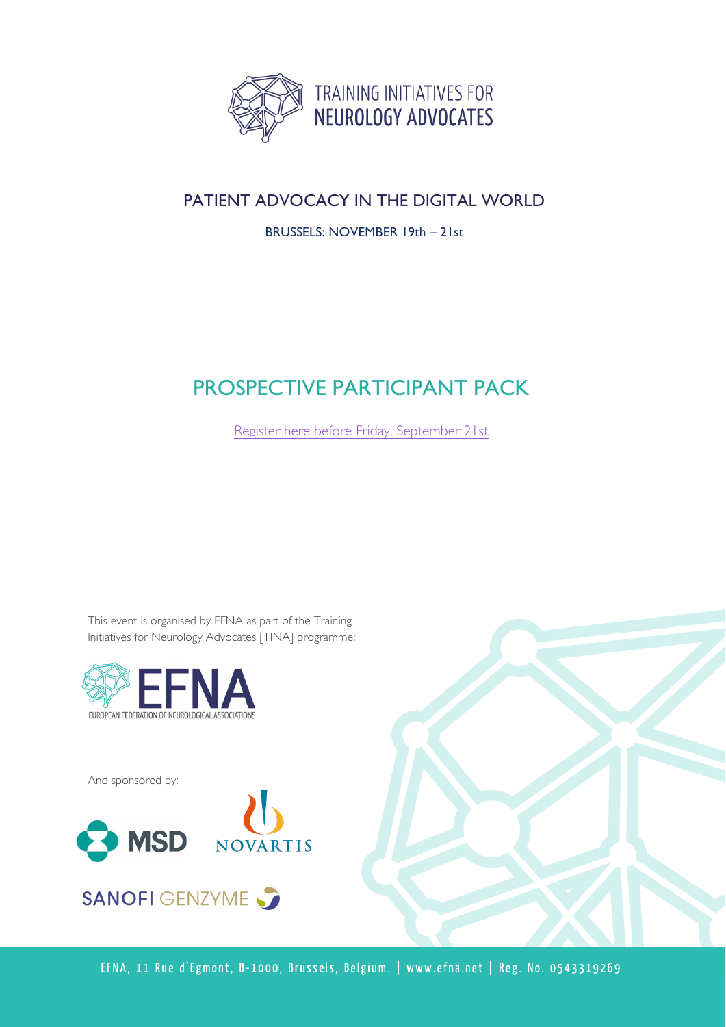TRAINING INITIATIVES FOR
NEUROLOGY ADVOCATES

## PATIENT ADVOCACY IN THE DIGITAL WORLD

BRUSSELS: NOVEMBER 19th – 21st

# PROSPECTIVE PARTICIPANT PACK

Register here before Friday, September 21st

This event is organised by EFNA as part of the Training Initiatives for Neurology Advocates [TINA] programme:

EFNA
EUROPEAN FEDERATION OF NEUROLOGICAL ASSOCIATIONS

And sponsored by:

MSD NOVARTIS

SANOFI GENZYME

EFNA, 11 Rue d'Egmont, B-1000, Brussels, Belgium. | www.efna.net | Reg. No. 0543319269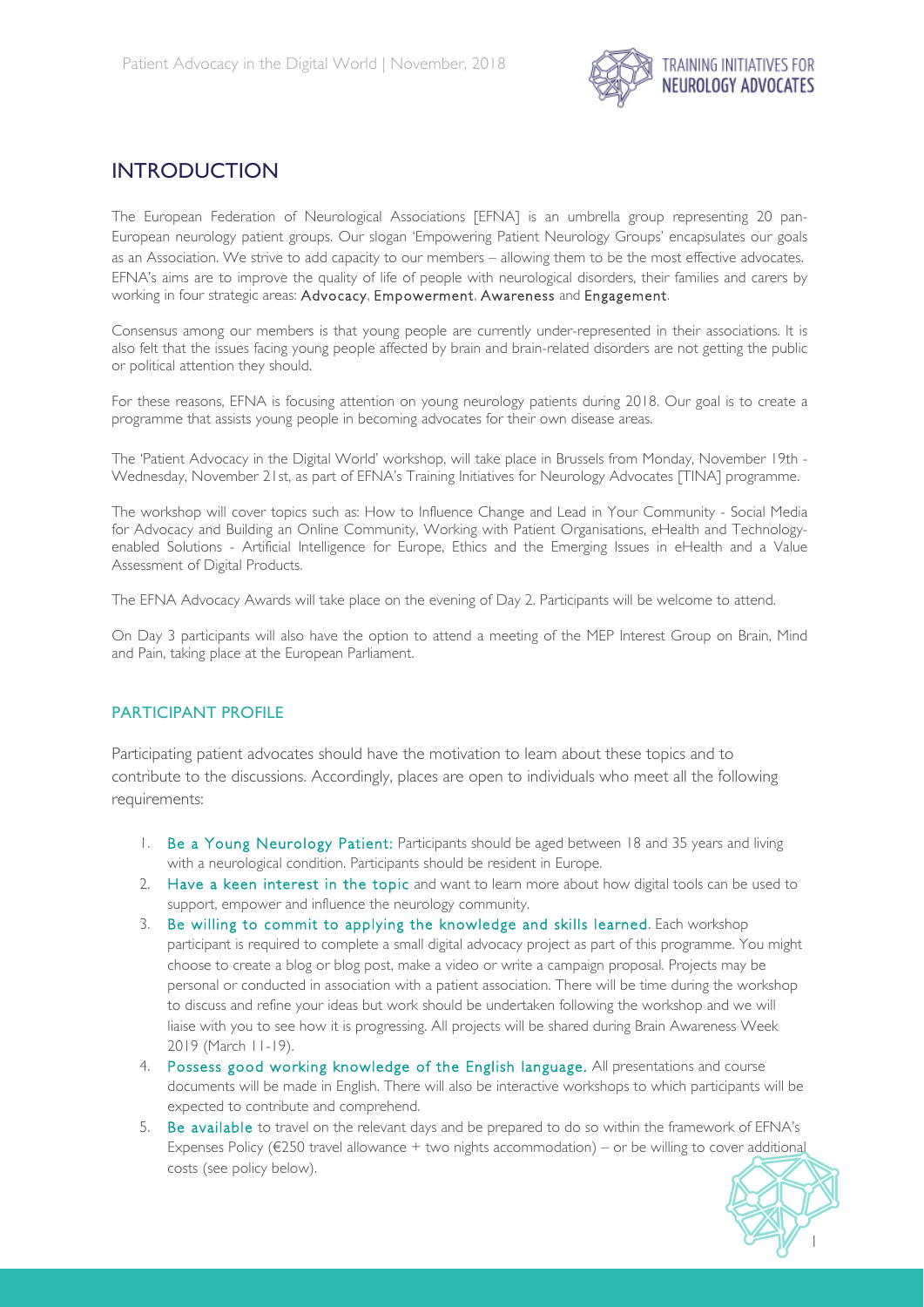# INTRODUCTION

The European Federation of Neurological Associations [EFNA] is an umbrella group representing 20 pan-European neurology patient groups. Our slogan 'Empowering Patient Neurology Groups' encapsulates our goals as an Association. We strive to add capacity to our members – allowing them to be the most effective advocates. EFNA's aims are to improve the quality of life of people with neurological disorders, their families and carers by working in four strategic areas: Advocacy, Empowerment, Awareness and Engagement.

Consensus among our members is that young people are currently under-represented in their associations. It is also felt that the issues facing young people affected by brain and brain-related disorders are not getting the public or political attention they should.

For these reasons, EFNA is focusing attention on young neurology patients during 2018. Our goal is to create a programme that assists young people in becoming advocates for their own disease areas.

The 'Patient Advocacy in the Digital World' workshop, will take place in Brussels from Monday, November 19th - Wednesday, November 21st, as part of EFNA's Training Initiatives for Neurology Advocates [TINA] programme.

The workshop will cover topics such as: How to Influence Change and Lead in Your Community - Social Media for Advocacy and Building an Online Community, Working with Patient Organisations, eHealth and Technology-enabled Solutions - Artificial Intelligence for Europe, Ethics and the Emerging Issues in eHealth and a Value Assessment of Digital Products.

The EFNA Advocacy Awards will take place on the evening of Day 2. Participants will be welcome to attend.

On Day 3 participants will also have the option to attend a meeting of the MEP Interest Group on Brain, Mind and Pain, taking place at the European Parliament.

## PARTICIPANT PROFILE

Participating patient advocates should have the motivation to learn about these topics and to contribute to the discussions. Accordingly, places are open to individuals who meet all the following requirements:

1. **Be a Young Neurology Patient:** Participants should be aged between 18 and 35 years and living with a neurological condition. Participants should be resident in Europe.
2. **Have a keen interest in the topic** and want to learn more about how digital tools can be used to support, empower and influence the neurology community.
3. **Be willing to commit to applying the knowledge and skills learned**. Each workshop participant is required to complete a small digital advocacy project as part of this programme. You might choose to create a blog or blog post, make a video or write a campaign proposal. Projects may be personal or conducted in association with a patient association. There will be time during the workshop to discuss and refine your ideas but work should be undertaken following the workshop and we will liaise with you to see how it is progressing. All projects will be shared during Brain Awareness Week 2019 (March 11-19).
4. **Possess good working knowledge of the English language.** All presentations and course documents will be made in English. There will also be interactive workshops to which participants will be expected to contribute and comprehend.
5. **Be available** to travel on the relevant days and be prepared to do so within the framework of EFNA's Expenses Policy (€250 travel allowance + two nights accommodation) – or be willing to cover additional costs (see policy below).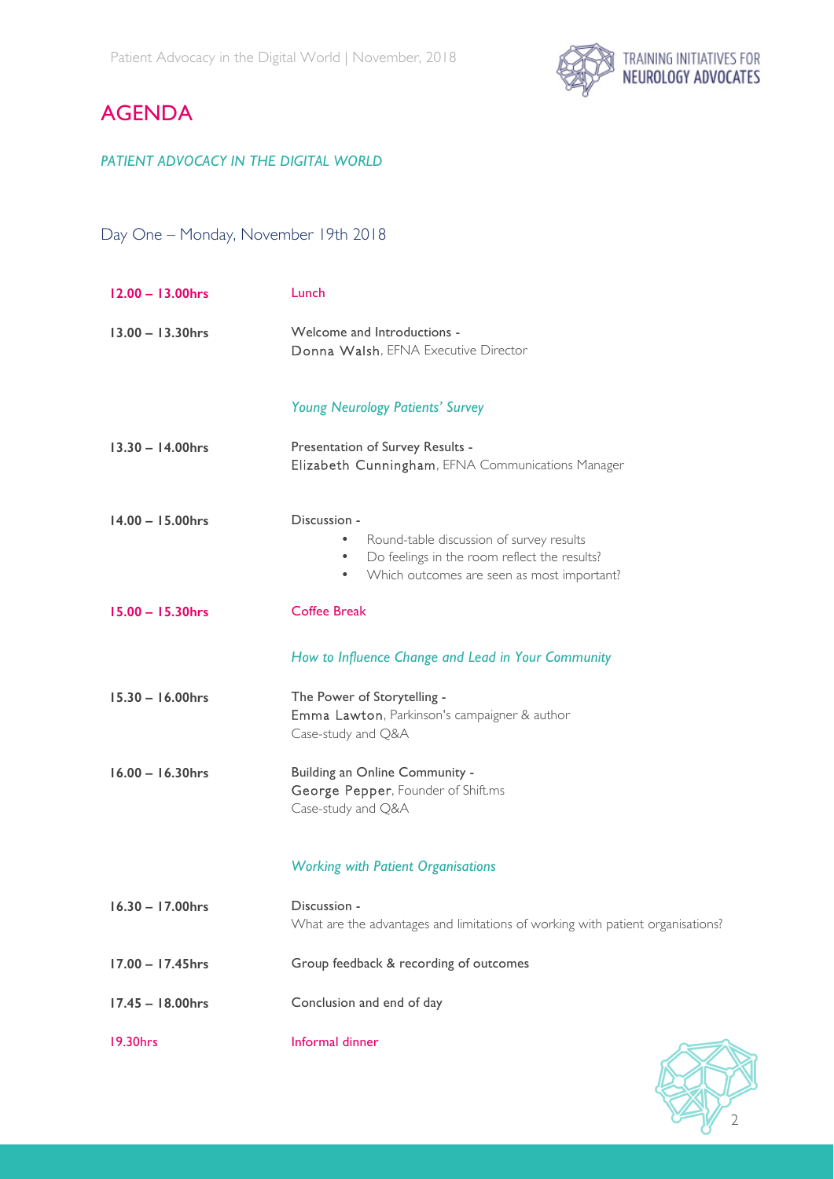# AGENDA

*PATIENT ADVOCACY IN THE DIGITAL WORLD*

## Day One – Monday, November 19th 2018

| | |
|---|---|
| **12.00 – 13.00hrs** | Lunch |
| **13.00 – 13.30hrs** | Welcome and Introductions - <br> Donna Walsh, EFNA Executive Director |
| | *Young Neurology Patients' Survey* |
| **13.30 – 14.00hrs** | Presentation of Survey Results - <br> Elizabeth Cunningham, EFNA Communications Manager |
| **14.00 – 15.00hrs** | Discussion - <br> • Round-table discussion of survey results <br> • Do feelings in the room reflect the results? <br> • Which outcomes are seen as most important? |
| **15.00 – 15.30hrs** | Coffee Break |
| | *How to Influence Change and Lead in Your Community* |
| **15.30 – 16.00hrs** | The Power of Storytelling - <br> Emma Lawton, Parkinson's campaigner & author <br> Case-study and Q&A |
| **16.00 – 16.30hrs** | Building an Online Community - <br> George Pepper, Founder of Shift.ms <br> Case-study and Q&A |
| | *Working with Patient Organisations* |
| **16.30 – 17.00hrs** | Discussion - <br> What are the advantages and limitations of working with patient organisations? |
| **17.00 – 17.45hrs** | Group feedback & recording of outcomes |
| **17.45 – 18.00hrs** | Conclusion and end of day |
| **19.30hrs** | Informal dinner |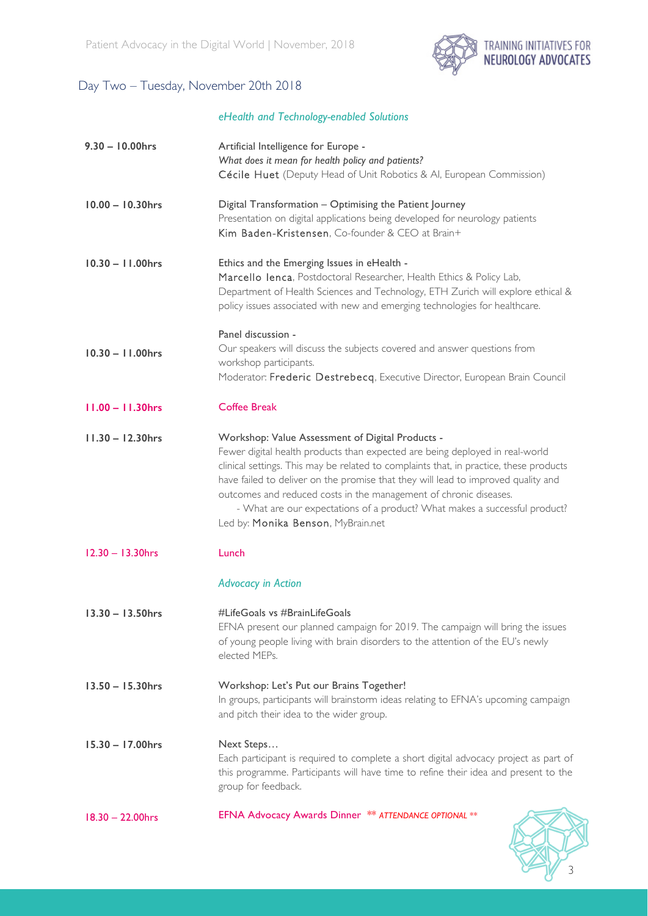## Day Two – Tuesday, November 20th 2018

*eHealth and Technology-enabled Solutions*

| | |
|---|---|
| **9.30 – 10.00hrs** | Artificial Intelligence for Europe - *What does it mean for health policy and patients?* Cécile Huet (Deputy Head of Unit Robotics & AI, European Commission) |
| **10.00 – 10.30hrs** | Digital Transformation – Optimising the Patient Journey. Presentation on digital applications being developed for neurology patients. Kim Baden-Kristensen, Co-founder & CEO at Brain+ |
| **10.30 – 11.00hrs** | Ethics and the Emerging Issues in eHealth - Marcello Ienca, Postdoctoral Researcher, Health Ethics & Policy Lab, Department of Health Sciences and Technology, ETH Zurich will explore ethical & policy issues associated with new and emerging technologies for healthcare. |
| **10.30 – 11.00hrs** | Panel discussion - Our speakers will discuss the subjects covered and answer questions from workshop participants. Moderator: Frederic Destrebecq, Executive Director, European Brain Council |
| **11.00 – 11.30hrs** | Coffee Break |
| **11.30 – 12.30hrs** | Workshop: Value Assessment of Digital Products - Fewer digital health products than expected are being deployed in real-world clinical settings. This may be related to complaints that, in practice, these products have failed to deliver on the promise that they will lead to improved quality and outcomes and reduced costs in the management of chronic diseases. - What are our expectations of a product? What makes a successful product? Led by: Monika Benson, MyBrain.net |
| **12.30 – 13.30hrs** | Lunch |

*Advocacy in Action*

| | |
|---|---|
| **13.30 – 13.50hrs** | #LifeGoals vs #BrainLifeGoals. EFNA present our planned campaign for 2019. The campaign will bring the issues of young people living with brain disorders to the attention of the EU's newly elected MEPs. |
| **13.50 – 15.30hrs** | Workshop: Let's Put our Brains Together! In groups, participants will brainstorm ideas relating to EFNA's upcoming campaign and pitch their idea to the wider group. |
| **15.30 – 17.00hrs** | Next Steps… Each participant is required to complete a short digital advocacy project as part of this programme. Participants will have time to refine their idea and present to the group for feedback. |
| **18.30 – 22.00hrs** | EFNA Advocacy Awards Dinner ** *ATTENDANCE OPTIONAL* ** |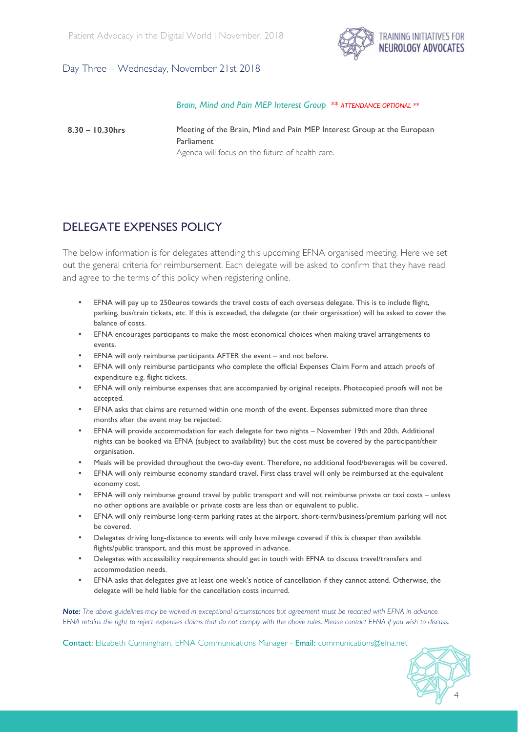Day Three – Wednesday, November 21st 2018

*Brain, Mind and Pain MEP Interest Group* ** *ATTENDANCE OPTIONAL* **

| | |
|---|---|
| **8.30 – 10.30hrs** | Meeting of the Brain, Mind and Pain MEP Interest Group at the European Parliament<br>Agenda will focus on the future of health care. |

## DELEGATE EXPENSES POLICY

The below information is for delegates attending this upcoming EFNA organised meeting. Here we set out the general criteria for reimbursement. Each delegate will be asked to confirm that they have read and agree to the terms of this policy when registering online.

- EFNA will pay up to 250euros towards the travel costs of each overseas delegate. This is to include flight, parking, bus/train tickets, etc. If this is exceeded, the delegate (or their organisation) will be asked to cover the balance of costs.
- EFNA encourages participants to make the most economical choices when making travel arrangements to events.
- EFNA will only reimburse participants AFTER the event – and not before.
- EFNA will only reimburse participants who complete the official Expenses Claim Form and attach proofs of expenditure e.g. flight tickets.
- EFNA will only reimburse expenses that are accompanied by original receipts. Photocopied proofs will not be accepted.
- EFNA asks that claims are returned within one month of the event. Expenses submitted more than three months after the event may be rejected.
- EFNA will provide accommodation for each delegate for two nights – November 19th and 20th. Additional nights can be booked via EFNA (subject to availability) but the cost must be covered by the participant/their organisation.
- Meals will be provided throughout the two-day event. Therefore, no additional food/beverages will be covered.
- EFNA will only reimburse economy standard travel. First class travel will only be reimbursed at the equivalent economy cost.
- EFNA will only reimburse ground travel by public transport and will not reimburse private or taxi costs – unless no other options are available or private costs are less than or equivalent to public.
- EFNA will only reimburse long-term parking rates at the airport, short-term/business/premium parking will not be covered.
- Delegates driving long-distance to events will only have mileage covered if this is cheaper than available flights/public transport, and this must be approved in advance.
- Delegates with accessibility requirements should get in touch with EFNA to discuss travel/transfers and accommodation needs.
- EFNA asks that delegates give at least one week's notice of cancellation if they cannot attend. Otherwise, the delegate will be held liable for the cancellation costs incurred.

***Note:*** *The above guidelines may be waived in exceptional circumstances but agreement must be reached with EFNA in advance. EFNA retains the right to reject expenses claims that do not comply with the above rules. Please contact EFNA if you wish to discuss.*

**Contact:** Elizabeth Cunningham, EFNA Communications Manager - **Email:** communications@efna.net